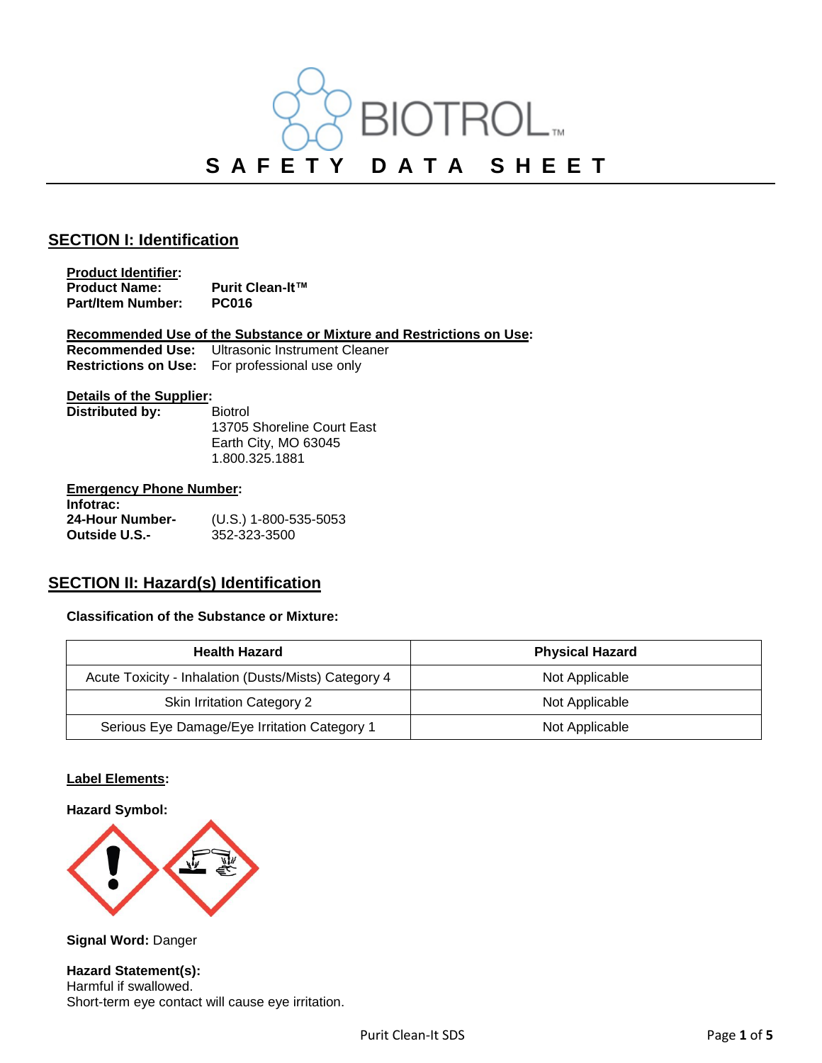# SAFETY DATA SHEET

## SECTION I: Identification

**Product Identifier:**
**Product Name:** **Purit Clean-It™**
**Part/Item Number:** **PC016**

**Recommended Use of the Substance or Mixture and Restrictions on Use:**
**Recommended Use:** Ultrasonic Instrument Cleaner
**Restrictions on Use:** For professional use only

**Details of the Supplier:**
**Distributed by:** Biotrol
13705 Shoreline Court East
Earth City, MO 63045
1.800.325.1881

**Emergency Phone Number:**
**Infotrac:**
**24-Hour Number-** (U.S.) 1-800-535-5053
**Outside U.S.-** 352-323-3500

## SECTION II: Hazard(s) Identification

**Classification of the Substance or Mixture:**

| Health Hazard | Physical Hazard |
|---|---|
| Acute Toxicity - Inhalation (Dusts/Mists) Category 4 | Not Applicable |
| Skin Irritation Category 2 | Not Applicable |
| Serious Eye Damage/Eye Irritation Category 1 | Not Applicable |

**Label Elements:**

**Hazard Symbol:**

**Signal Word:** Danger

**Hazard Statement(s):**
Harmful if swallowed.
Short-term eye contact will cause eye irritation.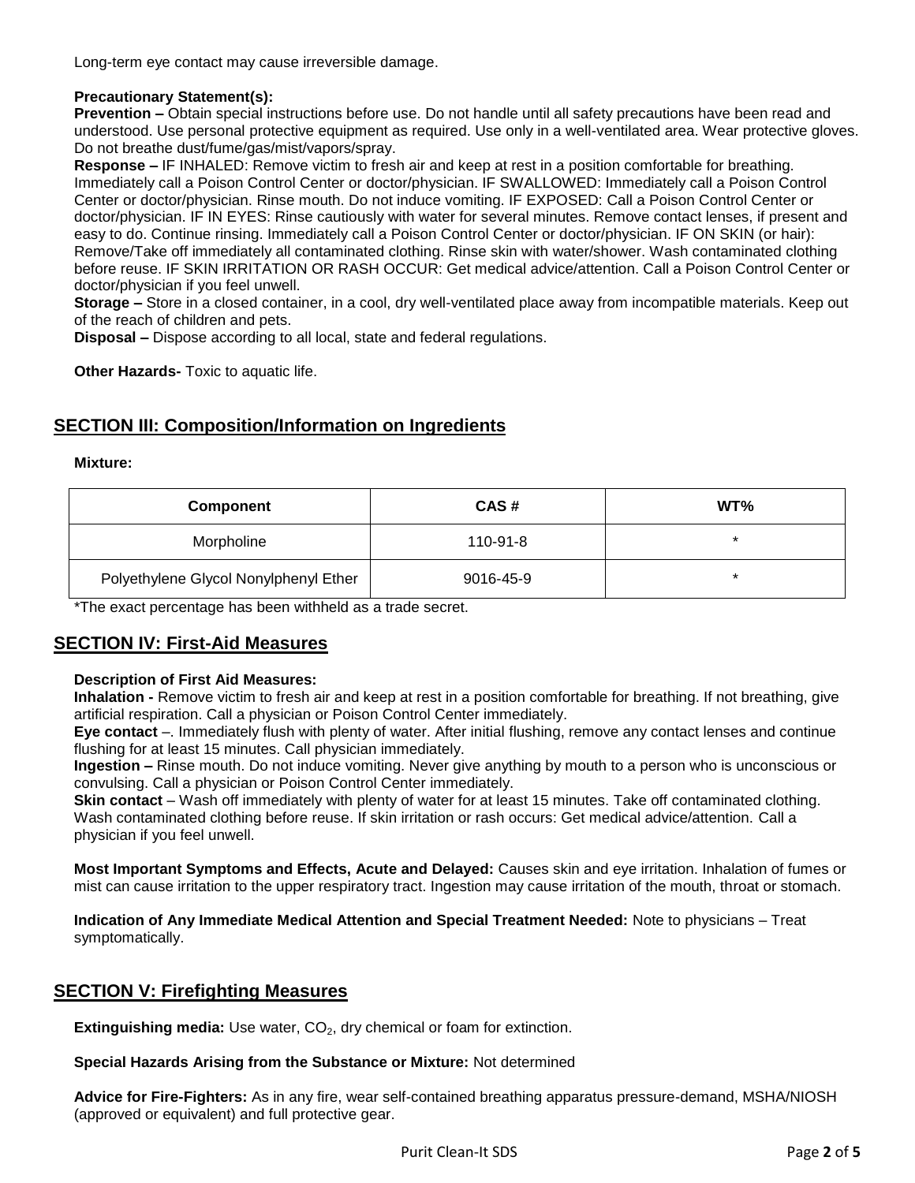Long-term eye contact may cause irreversible damage.

**Precautionary Statement(s):**
**Prevention –** Obtain special instructions before use. Do not handle until all safety precautions have been read and understood. Use personal protective equipment as required. Use only in a well-ventilated area. Wear protective gloves. Do not breathe dust/fume/gas/mist/vapors/spray.
**Response –** IF INHALED: Remove victim to fresh air and keep at rest in a position comfortable for breathing. Immediately call a Poison Control Center or doctor/physician. IF SWALLOWED: Immediately call a Poison Control Center or doctor/physician. Rinse mouth. Do not induce vomiting. IF EXPOSED: Call a Poison Control Center or doctor/physician. IF IN EYES: Rinse cautiously with water for several minutes. Remove contact lenses, if present and easy to do. Continue rinsing. Immediately call a Poison Control Center or doctor/physician. IF ON SKIN (or hair): Remove/Take off immediately all contaminated clothing. Rinse skin with water/shower. Wash contaminated clothing before reuse. IF SKIN IRRITATION OR RASH OCCUR: Get medical advice/attention. Call a Poison Control Center or doctor/physician if you feel unwell.
**Storage –** Store in a closed container, in a cool, dry well-ventilated place away from incompatible materials. Keep out of the reach of children and pets.
**Disposal –** Dispose according to all local, state and federal regulations.

**Other Hazards-** Toxic to aquatic life.

## SECTION III: Composition/Information on Ingredients

**Mixture:**

| Component | CAS # | WT% |
|---|---|---|
| Morpholine | 110-91-8 | * |
| Polyethylene Glycol Nonylphenyl Ether | 9016-45-9 | * |

*The exact percentage has been withheld as a trade secret.

## SECTION IV: First-Aid Measures

**Description of First Aid Measures:**
**Inhalation -** Remove victim to fresh air and keep at rest in a position comfortable for breathing. If not breathing, give artificial respiration. Call a physician or Poison Control Center immediately.
**Eye contact** –. Immediately flush with plenty of water. After initial flushing, remove any contact lenses and continue flushing for at least 15 minutes. Call physician immediately.
**Ingestion –** Rinse mouth. Do not induce vomiting. Never give anything by mouth to a person who is unconscious or convulsing. Call a physician or Poison Control Center immediately.
**Skin contact** – Wash off immediately with plenty of water for at least 15 minutes. Take off contaminated clothing. Wash contaminated clothing before reuse. If skin irritation or rash occurs: Get medical advice/attention. Call a physician if you feel unwell.

**Most Important Symptoms and Effects, Acute and Delayed:** Causes skin and eye irritation. Inhalation of fumes or mist can cause irritation to the upper respiratory tract. Ingestion may cause irritation of the mouth, throat or stomach.

**Indication of Any Immediate Medical Attention and Special Treatment Needed:** Note to physicians – Treat symptomatically.

## SECTION V: Firefighting Measures

**Extinguishing media:** Use water, $CO_2$, dry chemical or foam for extinction.

**Special Hazards Arising from the Substance or Mixture:** Not determined

**Advice for Fire-Fighters:** As in any fire, wear self-contained breathing apparatus pressure-demand, MSHA/NIOSH (approved or equivalent) and full protective gear.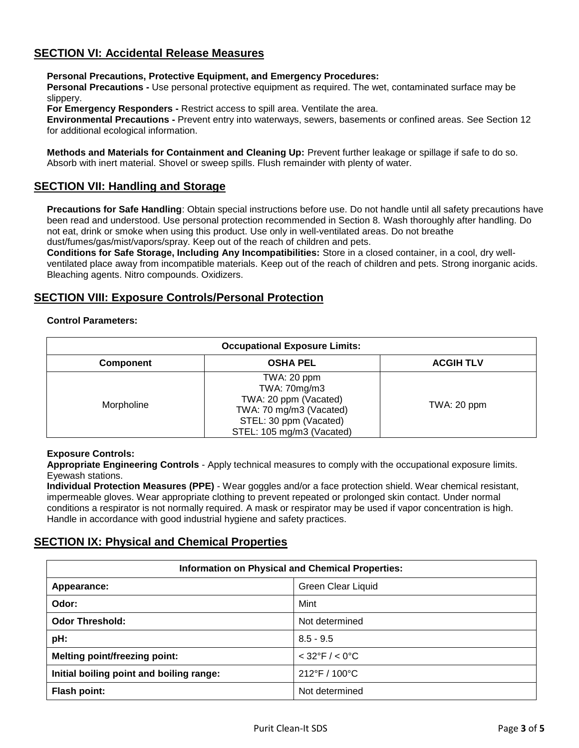## SECTION VI: Accidental Release Measures

**Personal Precautions, Protective Equipment, and Emergency Procedures:**
**Personal Precautions -** Use personal protective equipment as required. The wet, contaminated surface may be slippery.
**For Emergency Responders -** Restrict access to spill area. Ventilate the area.
**Environmental Precautions -** Prevent entry into waterways, sewers, basements or confined areas. See Section 12 for additional ecological information.

**Methods and Materials for Containment and Cleaning Up:** Prevent further leakage or spillage if safe to do so. Absorb with inert material. Shovel or sweep spills. Flush remainder with plenty of water.

## SECTION VII: Handling and Storage

**Precautions for Safe Handling**: Obtain special instructions before use. Do not handle until all safety precautions have been read and understood. Use personal protection recommended in Section 8. Wash thoroughly after handling. Do not eat, drink or smoke when using this product. Use only in well-ventilated areas. Do not breathe dust/fumes/gas/mist/vapors/spray. Keep out of the reach of children and pets.
**Conditions for Safe Storage, Including Any Incompatibilities:** Store in a closed container, in a cool, dry well-ventilated place away from incompatible materials. Keep out of the reach of children and pets. Strong inorganic acids. Bleaching agents. Nitro compounds. Oxidizers.

## SECTION VIII: Exposure Controls/Personal Protection

**Control Parameters:**

| Occupational Exposure Limits: | | |
|---|---|---|
| **Component** | **OSHA PEL** | **ACGIH TLV** |
| Morpholine | TWA: 20 ppm<br>TWA: 70mg/m3<br>TWA: 20 ppm (Vacated)<br>TWA: 70 mg/m3 (Vacated)<br>STEL: 30 ppm (Vacated)<br>STEL: 105 mg/m3 (Vacated) | TWA: 20 ppm |

**Exposure Controls:**
**Appropriate Engineering Controls** - Apply technical measures to comply with the occupational exposure limits. Eyewash stations.
**Individual Protection Measures (PPE)** - Wear goggles and/or a face protection shield. Wear chemical resistant, impermeable gloves. Wear appropriate clothing to prevent repeated or prolonged skin contact. Under normal conditions a respirator is not normally required. A mask or respirator may be used if vapor concentration is high. Handle in accordance with good industrial hygiene and safety practices.

## SECTION IX: Physical and Chemical Properties

| Information on Physical and Chemical Properties: | |
|---|---|
| **Appearance:** | Green Clear Liquid |
| **Odor:** | Mint |
| **Odor Threshold:** | Not determined |
| **pH:** | 8.5 - 9.5 |
| **Melting point/freezing point:** | < 32°F / < 0°C |
| **Initial boiling point and boiling range:** | 212°F / 100°C |
| **Flash point:** | Not determined |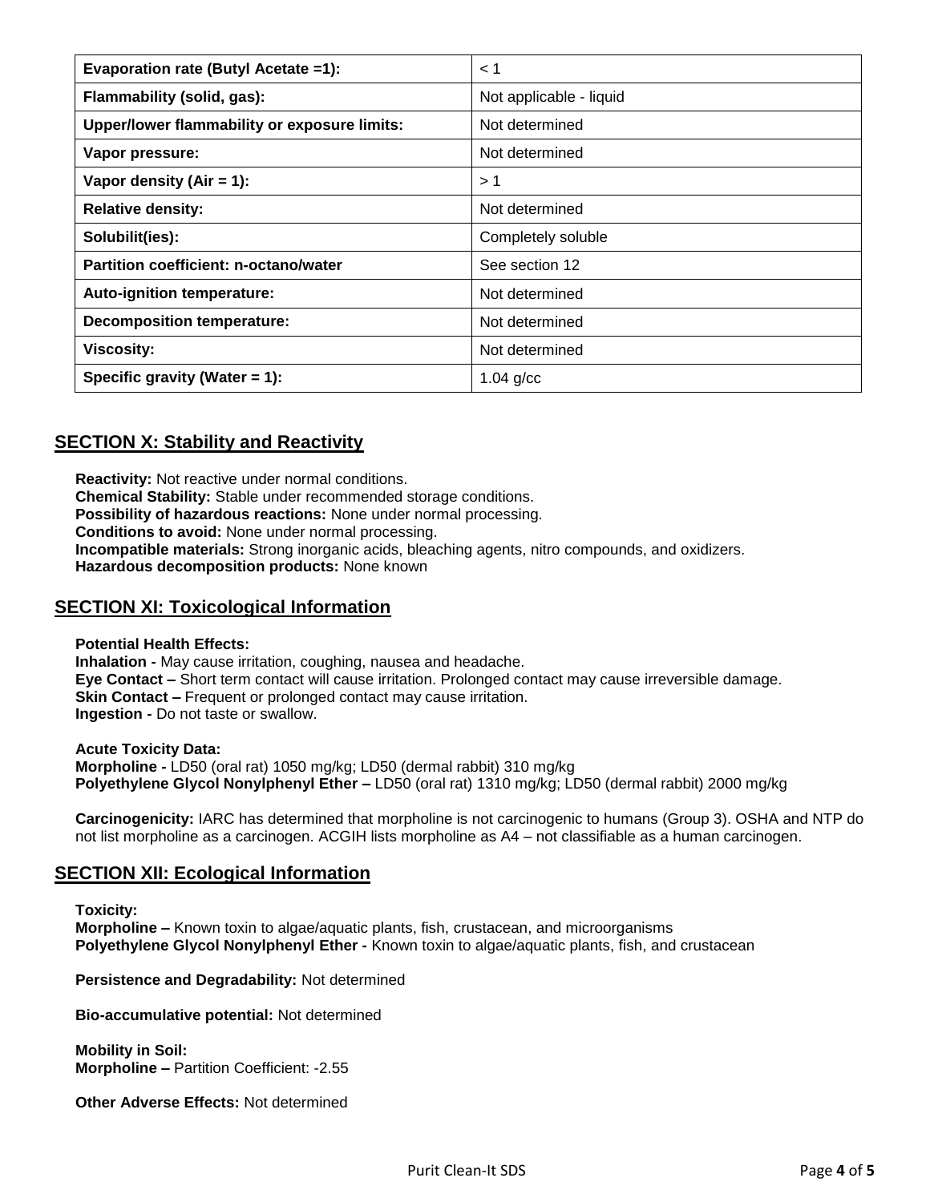| Evaporation rate (Butyl Acetate =1): | < 1 |
|---|---|
| Flammability (solid, gas): | Not applicable - liquid |
| Upper/lower flammability or exposure limits: | Not determined |
| Vapor pressure: | Not determined |
| Vapor density (Air = 1): | > 1 |
| Relative density: | Not determined |
| Solubilit(ies): | Completely soluble |
| Partition coefficient: n-octano/water | See section 12 |
| Auto-ignition temperature: | Not determined |
| Decomposition temperature: | Not determined |
| Viscosity: | Not determined |
| Specific gravity (Water = 1): | 1.04 g/cc |

## SECTION X: Stability and Reactivity

**Reactivity:** Not reactive under normal conditions.
**Chemical Stability:** Stable under recommended storage conditions.
**Possibility of hazardous reactions:** None under normal processing.
**Conditions to avoid:** None under normal processing.
**Incompatible materials:** Strong inorganic acids, bleaching agents, nitro compounds, and oxidizers.
**Hazardous decomposition products:** None known

## SECTION XI: Toxicological Information

**Potential Health Effects:**
**Inhalation -** May cause irritation, coughing, nausea and headache.
**Eye Contact –** Short term contact will cause irritation. Prolonged contact may cause irreversible damage.
**Skin Contact –** Frequent or prolonged contact may cause irritation.
**Ingestion -** Do not taste or swallow.

**Acute Toxicity Data:**
**Morpholine -** LD50 (oral rat) 1050 mg/kg; LD50 (dermal rabbit) 310 mg/kg
**Polyethylene Glycol Nonylphenyl Ether –** LD50 (oral rat) 1310 mg/kg; LD50 (dermal rabbit) 2000 mg/kg

**Carcinogenicity:** IARC has determined that morpholine is not carcinogenic to humans (Group 3). OSHA and NTP do not list morpholine as a carcinogen. ACGIH lists morpholine as A4 – not classifiable as a human carcinogen.

## SECTION XII: Ecological Information

**Toxicity:**
**Morpholine –** Known toxin to algae/aquatic plants, fish, crustacean, and microorganisms
**Polyethylene Glycol Nonylphenyl Ether -** Known toxin to algae/aquatic plants, fish, and crustacean

**Persistence and Degradability:** Not determined

**Bio-accumulative potential:** Not determined

**Mobility in Soil:**
**Morpholine –** Partition Coefficient: -2.55

**Other Adverse Effects:** Not determined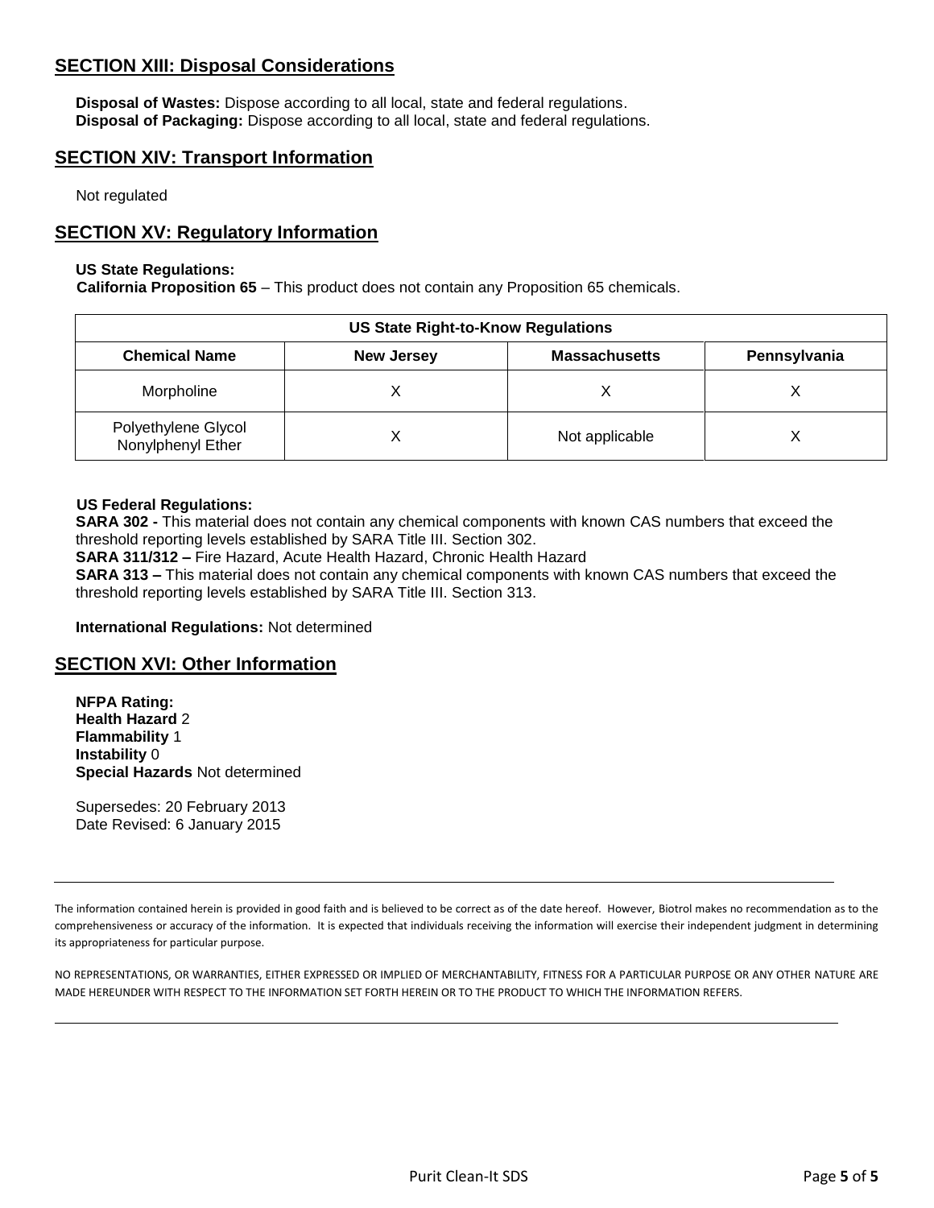## SECTION XIII: Disposal Considerations

**Disposal of Wastes:** Dispose according to all local, state and federal regulations.
**Disposal of Packaging:** Dispose according to all local, state and federal regulations.

## SECTION XIV: Transport Information

Not regulated

## SECTION XV: Regulatory Information

**US State Regulations:**
**California Proposition 65** – This product does not contain any Proposition 65 chemicals.

| US State Right-to-Know Regulations | | | |
|---|---|---|---|
| **Chemical Name** | **New Jersey** | **Massachusetts** | **Pennsylvania** |
| Morpholine | X | X | X |
| Polyethylene Glycol Nonylphenyl Ether | X | Not applicable | X |

**US Federal Regulations:**
**SARA 302 -** This material does not contain any chemical components with known CAS numbers that exceed the threshold reporting levels established by SARA Title III. Section 302.
**SARA 311/312 –** Fire Hazard, Acute Health Hazard, Chronic Health Hazard
**SARA 313 –** This material does not contain any chemical components with known CAS numbers that exceed the threshold reporting levels established by SARA Title III. Section 313.

**International Regulations:** Not determined

## SECTION XVI: Other Information

**NFPA Rating:**
**Health Hazard** 2
**Flammability** 1
**Instability** 0
**Special Hazards** Not determined

Supersedes: 20 February 2013
Date Revised: 6 January 2015

---

The information contained herein is provided in good faith and is believed to be correct as of the date hereof. However, Biotrol makes no recommendation as to the comprehensiveness or accuracy of the information. It is expected that individuals receiving the information will exercise their independent judgment in determining its appropriateness for particular purpose.

NO REPRESENTATIONS, OR WARRANTIES, EITHER EXPRESSED OR IMPLIED OF MERCHANTABILITY, FITNESS FOR A PARTICULAR PURPOSE OR ANY OTHER NATURE ARE MADE HEREUNDER WITH RESPECT TO THE INFORMATION SET FORTH HEREIN OR TO THE PRODUCT TO WHICH THE INFORMATION REFERS.

---